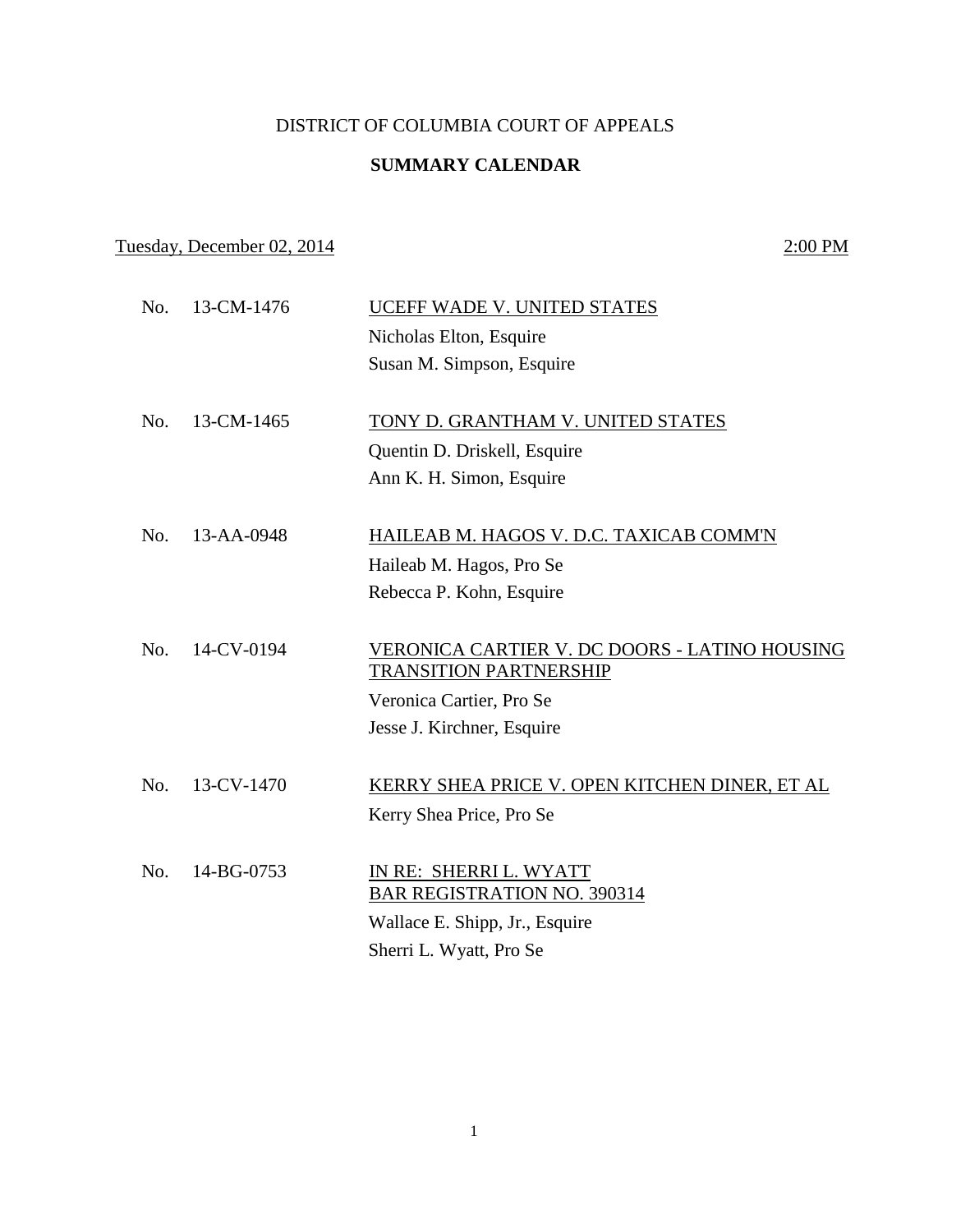DISTRICT OF COLUMBIA COURT OF APPEALS

**SUMMARY CALENDAR**

Tuesday, December 02, 2014 2:00 PM

No. 13-CM-1476 UCEFF WADE V. UNITED STATES
Nicholas Elton, Esquire
Susan M. Simpson, Esquire

No. 13-CM-1465 TONY D. GRANTHAM V. UNITED STATES
Quentin D. Driskell, Esquire
Ann K. H. Simon, Esquire

No. 13-AA-0948 HAILEAB M. HAGOS V. D.C. TAXICAB COMM'N
Haileab M. Hagos, Pro Se
Rebecca P. Kohn, Esquire

No. 14-CV-0194 VERONICA CARTIER V. DC DOORS - LATINO HOUSING TRANSITION PARTNERSHIP
Veronica Cartier, Pro Se
Jesse J. Kirchner, Esquire

No. 13-CV-1470 KERRY SHEA PRICE V. OPEN KITCHEN DINER, ET AL
Kerry Shea Price, Pro Se

No. 14-BG-0753 IN RE: SHERRI L. WYATT
BAR REGISTRATION NO. 390314
Wallace E. Shipp, Jr., Esquire
Sherri L. Wyatt, Pro Se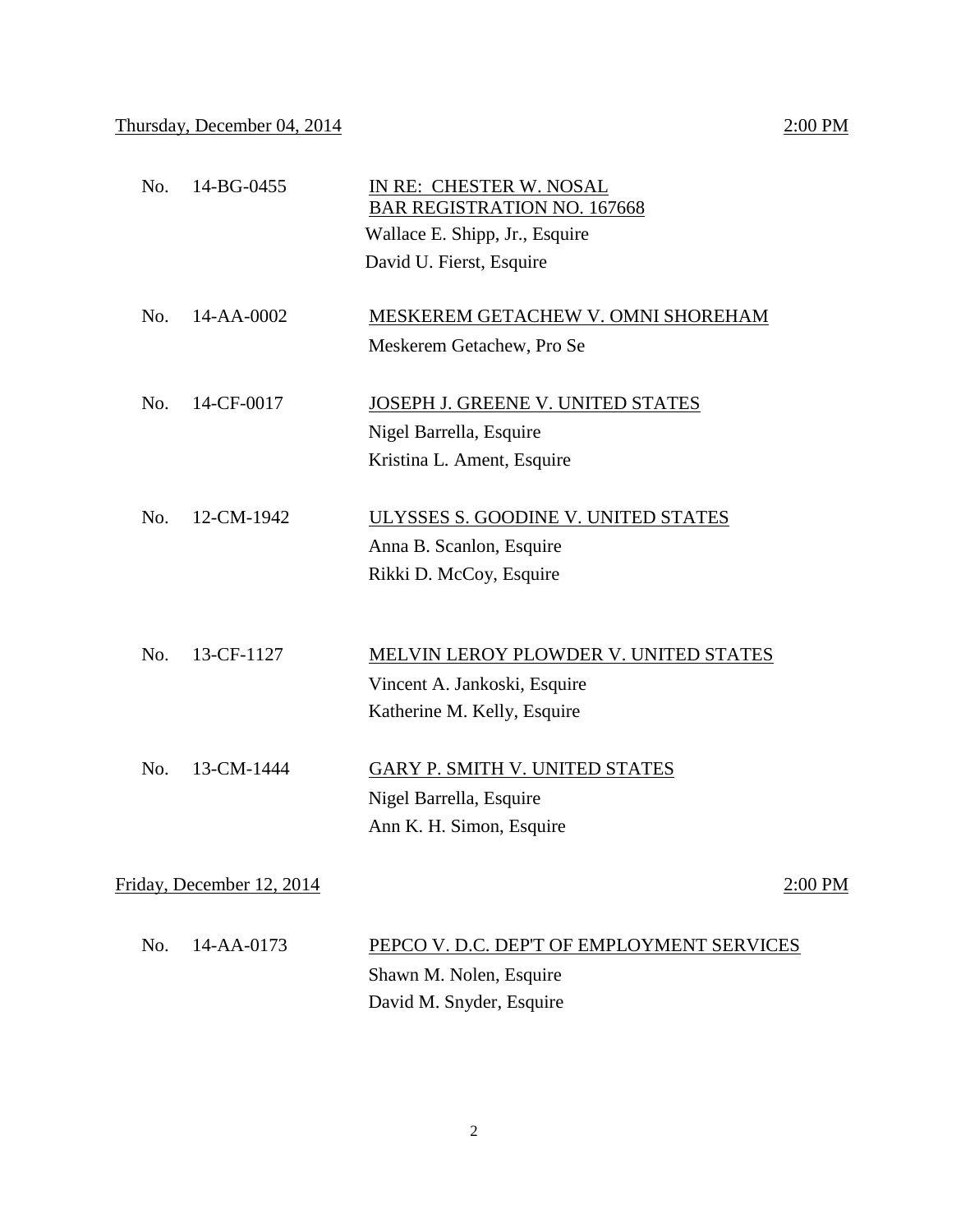Thursday, December 04, 2014 2:00 PM

| | | |
|---|---|---|
| No. | 14-BG-0455 | IN RE: CHESTER W. NOSAL<br>BAR REGISTRATION NO. 167668<br>Wallace E. Shipp, Jr., Esquire<br>David U. Fierst, Esquire |
| No. | 14-AA-0002 | MESKEREM GETACHEW V. OMNI SHOREHAM<br>Meskerem Getachew, Pro Se |
| No. | 14-CF-0017 | JOSEPH J. GREENE V. UNITED STATES<br>Nigel Barrella, Esquire<br>Kristina L. Ament, Esquire |
| No. | 12-CM-1942 | ULYSSES S. GOODINE V. UNITED STATES<br>Anna B. Scanlon, Esquire<br>Rikki D. McCoy, Esquire |
| No. | 13-CF-1127 | MELVIN LEROY PLOWDER V. UNITED STATES<br>Vincent A. Jankoski, Esquire<br>Katherine M. Kelly, Esquire |
| No. | 13-CM-1444 | GARY P. SMITH V. UNITED STATES<br>Nigel Barrella, Esquire<br>Ann K. H. Simon, Esquire |

Friday, December 12, 2014 2:00 PM

| | | |
|---|---|---|
| No. | 14-AA-0173 | PEPCO V. D.C. DEP'T OF EMPLOYMENT SERVICES<br>Shawn M. Nolen, Esquire<br>David M. Snyder, Esquire |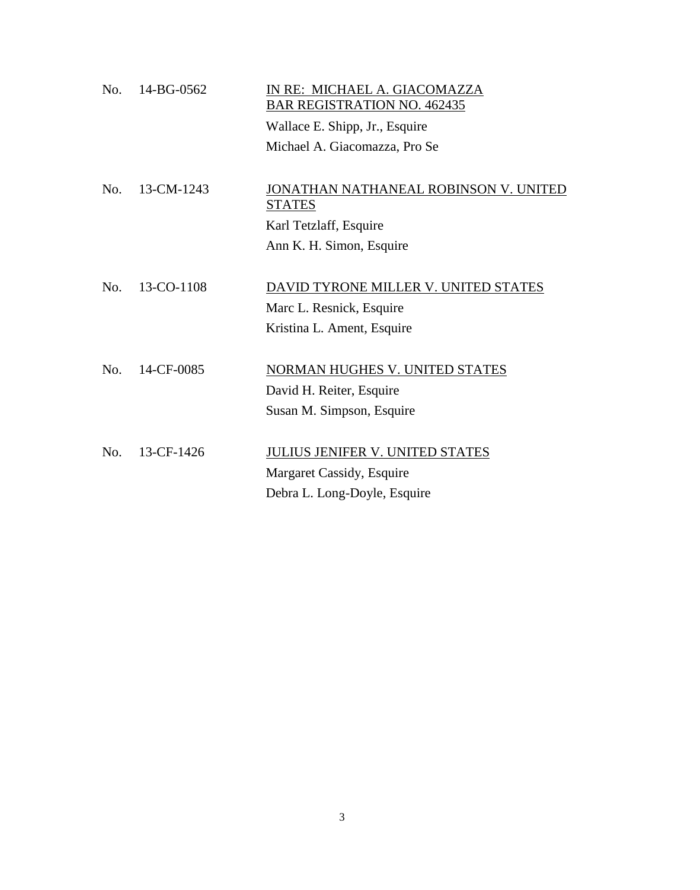No. 14-BG-0562 — <u>IN RE: MICHAEL A. GIACOMAZZA BAR REGISTRATION NO. 462435</u>

Wallace E. Shipp, Jr., Esquire

Michael A. Giacomazza, Pro Se

No. 13-CM-1243 — <u>JONATHAN NATHANEAL ROBINSON V. UNITED STATES</u>

Karl Tetzlaff, Esquire

Ann K. H. Simon, Esquire

No. 13-CO-1108 — <u>DAVID TYRONE MILLER V. UNITED STATES</u>

Marc L. Resnick, Esquire

Kristina L. Ament, Esquire

No. 14-CF-0085 — <u>NORMAN HUGHES V. UNITED STATES</u>

David H. Reiter, Esquire

Susan M. Simpson, Esquire

No. 13-CF-1426 — <u>JULIUS JENIFER V. UNITED STATES</u>

Margaret Cassidy, Esquire

Debra L. Long-Doyle, Esquire